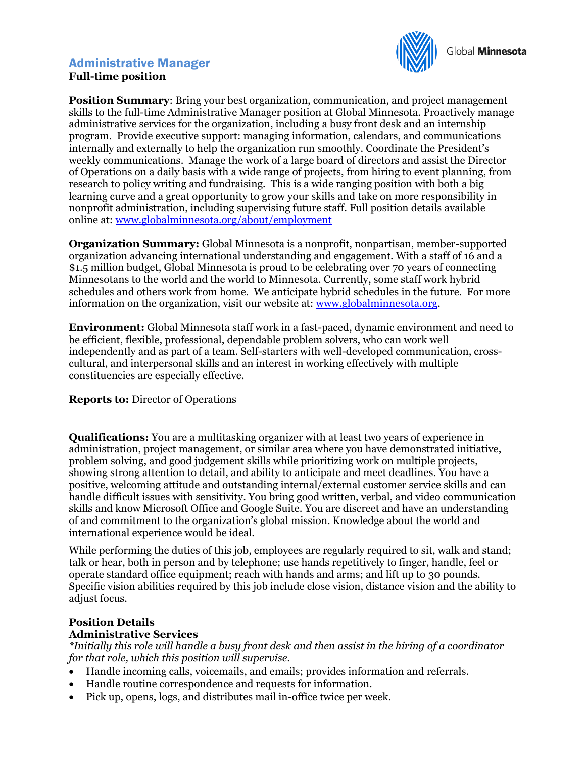# Administrative Manager

**Full-time position**

**Position Summary**: Bring your best organization, communication, and project management skills to the full-time Administrative Manager position at Global Minnesota. Proactively manage administrative services for the organization, including a busy front desk and an internship program. Provide executive support: managing information, calendars, and communications internally and externally to help the organization run smoothly. Coordinate the President's weekly communications. Manage the work of a large board of directors and assist the Director of Operations on a daily basis with a wide range of projects, from hiring to event planning, from research to policy writing and fundraising. This is a wide ranging position with both a big learning curve and a great opportunity to grow your skills and take on more responsibility in nonprofit administration, including supervising future staff. Full position details available online at: [www.globalminnesota.org/about/employment](www.globalminnesota.org/about/employment)

**Organization Summary:** Global Minnesota is a nonprofit, nonpartisan, member-supported organization advancing international understanding and engagement. With a staff of 16 and a $1.5 million budget, Global Minnesota is proud to be celebrating over 70 years of connecting Minnesotans to the world and the world to Minnesota. Currently, some staff work hybrid schedules and others work from home. We anticipate hybrid schedules in the future. For more information on the organization, visit our website at: [www.globalminnesota.org](www.globalminnesota.org).

**Environment:** Global Minnesota staff work in a fast-paced, dynamic environment and need to be efficient, flexible, professional, dependable problem solvers, who can work well independently and as part of a team. Self-starters with well-developed communication, cross-cultural, and interpersonal skills and an interest in working effectively with multiple constituencies are especially effective.

**Reports to:** Director of Operations

**Qualifications:** You are a multitasking organizer with at least two years of experience in administration, project management, or similar area where you have demonstrated initiative, problem solving, and good judgement skills while prioritizing work on multiple projects, showing strong attention to detail, and ability to anticipate and meet deadlines. You have a positive, welcoming attitude and outstanding internal/external customer service skills and can handle difficult issues with sensitivity. You bring good written, verbal, and video communication skills and know Microsoft Office and Google Suite. You are discreet and have an understanding of and commitment to the organization's global mission. Knowledge about the world and international experience would be ideal.

While performing the duties of this job, employees are regularly required to sit, walk and stand; talk or hear, both in person and by telephone; use hands repetitively to finger, handle, feel or operate standard office equipment; reach with hands and arms; and lift up to 30 pounds. Specific vision abilities required by this job include close vision, distance vision and the ability to adjust focus.

## Position Details

### Administrative Services

*\*Initially this role will handle a busy front desk and then assist in the hiring of a coordinator for that role, which this position will supervise.*

- Handle incoming calls, voicemails, and emails; provides information and referrals.
- Handle routine correspondence and requests for information.
- Pick up, opens, logs, and distributes mail in-office twice per week.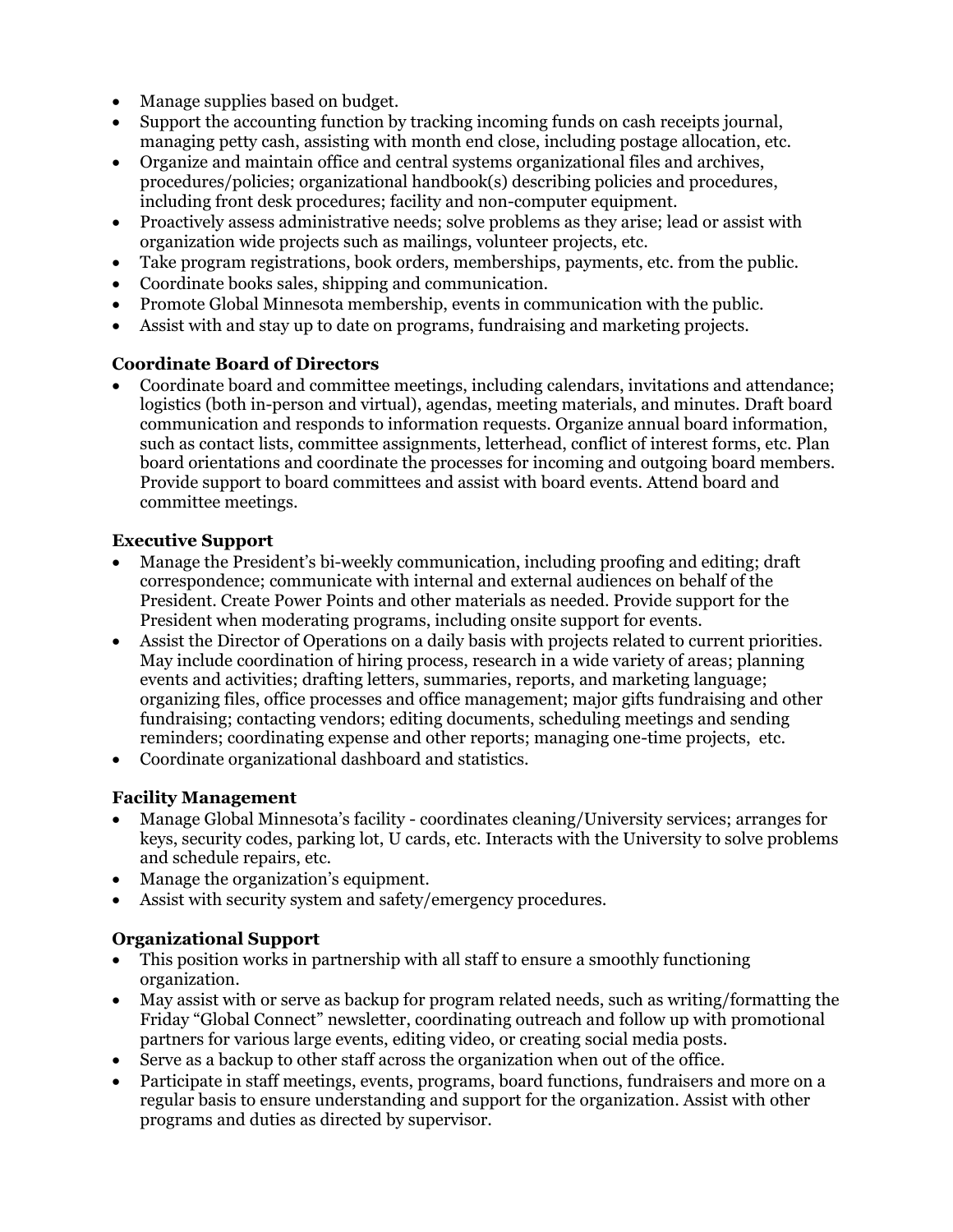- Manage supplies based on budget.
- Support the accounting function by tracking incoming funds on cash receipts journal, managing petty cash, assisting with month end close, including postage allocation, etc.
- Organize and maintain office and central systems organizational files and archives, procedures/policies; organizational handbook(s) describing policies and procedures, including front desk procedures; facility and non-computer equipment.
- Proactively assess administrative needs; solve problems as they arise; lead or assist with organization wide projects such as mailings, volunteer projects, etc.
- Take program registrations, book orders, memberships, payments, etc. from the public.
- Coordinate books sales, shipping and communication.
- Promote Global Minnesota membership, events in communication with the public.
- Assist with and stay up to date on programs, fundraising and marketing projects.

**Coordinate Board of Directors**

- Coordinate board and committee meetings, including calendars, invitations and attendance; logistics (both in-person and virtual), agendas, meeting materials, and minutes. Draft board communication and responds to information requests. Organize annual board information, such as contact lists, committee assignments, letterhead, conflict of interest forms, etc. Plan board orientations and coordinate the processes for incoming and outgoing board members. Provide support to board committees and assist with board events. Attend board and committee meetings.

**Executive Support**

- Manage the President's bi-weekly communication, including proofing and editing; draft correspondence; communicate with internal and external audiences on behalf of the President. Create Power Points and other materials as needed. Provide support for the President when moderating programs, including onsite support for events.
- Assist the Director of Operations on a daily basis with projects related to current priorities. May include coordination of hiring process, research in a wide variety of areas; planning events and activities; drafting letters, summaries, reports, and marketing language; organizing files, office processes and office management; major gifts fundraising and other fundraising; contacting vendors; editing documents, scheduling meetings and sending reminders; coordinating expense and other reports; managing one-time projects, etc.
- Coordinate organizational dashboard and statistics.

**Facility Management**

- Manage Global Minnesota's facility - coordinates cleaning/University services; arranges for keys, security codes, parking lot, U cards, etc. Interacts with the University to solve problems and schedule repairs, etc.
- Manage the organization's equipment.
- Assist with security system and safety/emergency procedures.

**Organizational Support**

- This position works in partnership with all staff to ensure a smoothly functioning organization.
- May assist with or serve as backup for program related needs, such as writing/formatting the Friday "Global Connect" newsletter, coordinating outreach and follow up with promotional partners for various large events, editing video, or creating social media posts.
- Serve as a backup to other staff across the organization when out of the office.
- Participate in staff meetings, events, programs, board functions, fundraisers and more on a regular basis to ensure understanding and support for the organization. Assist with other programs and duties as directed by supervisor.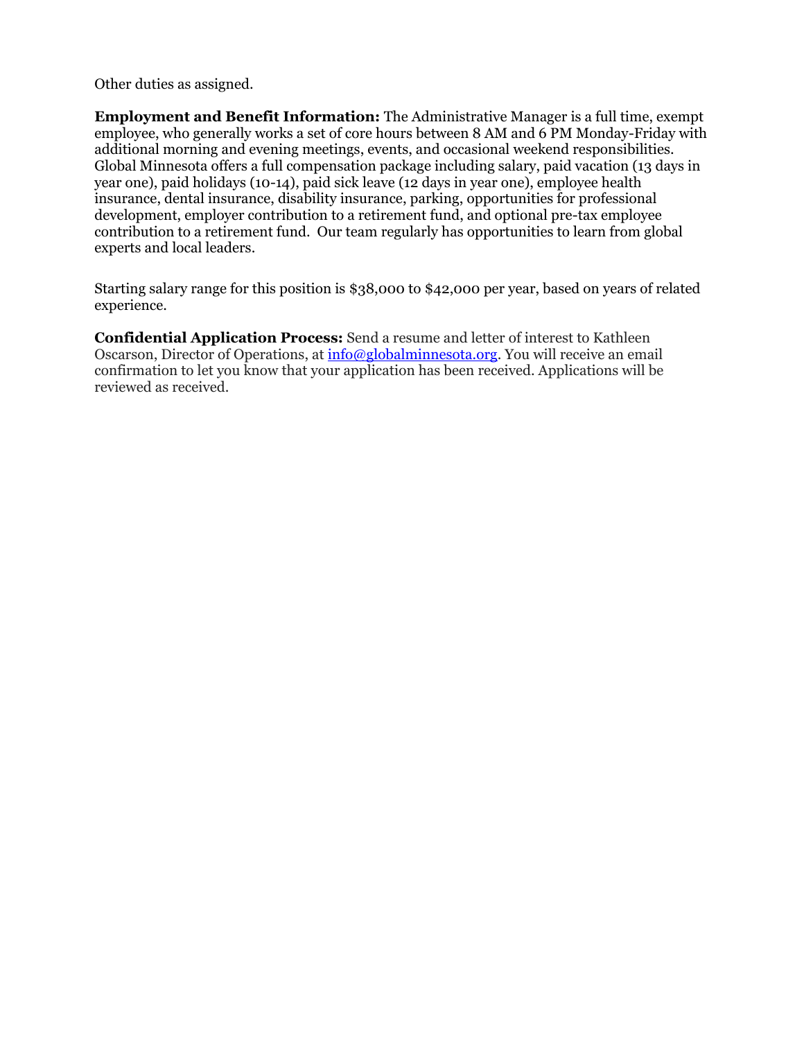Other duties as assigned.

**Employment and Benefit Information:** The Administrative Manager is a full time, exempt employee, who generally works a set of core hours between 8 AM and 6 PM Monday-Friday with additional morning and evening meetings, events, and occasional weekend responsibilities. Global Minnesota offers a full compensation package including salary, paid vacation (13 days in year one), paid holidays (10-14), paid sick leave (12 days in year one), employee health insurance, dental insurance, disability insurance, parking, opportunities for professional development, employer contribution to a retirement fund, and optional pre-tax employee contribution to a retirement fund. Our team regularly has opportunities to learn from global experts and local leaders.

Starting salary range for this position is $38,000 to $42,000 per year, based on years of related experience.

**Confidential Application Process:** Send a resume and letter of interest to Kathleen Oscarson, Director of Operations, at info@globalminnesota.org. You will receive an email confirmation to let you know that your application has been received. Applications will be reviewed as received.